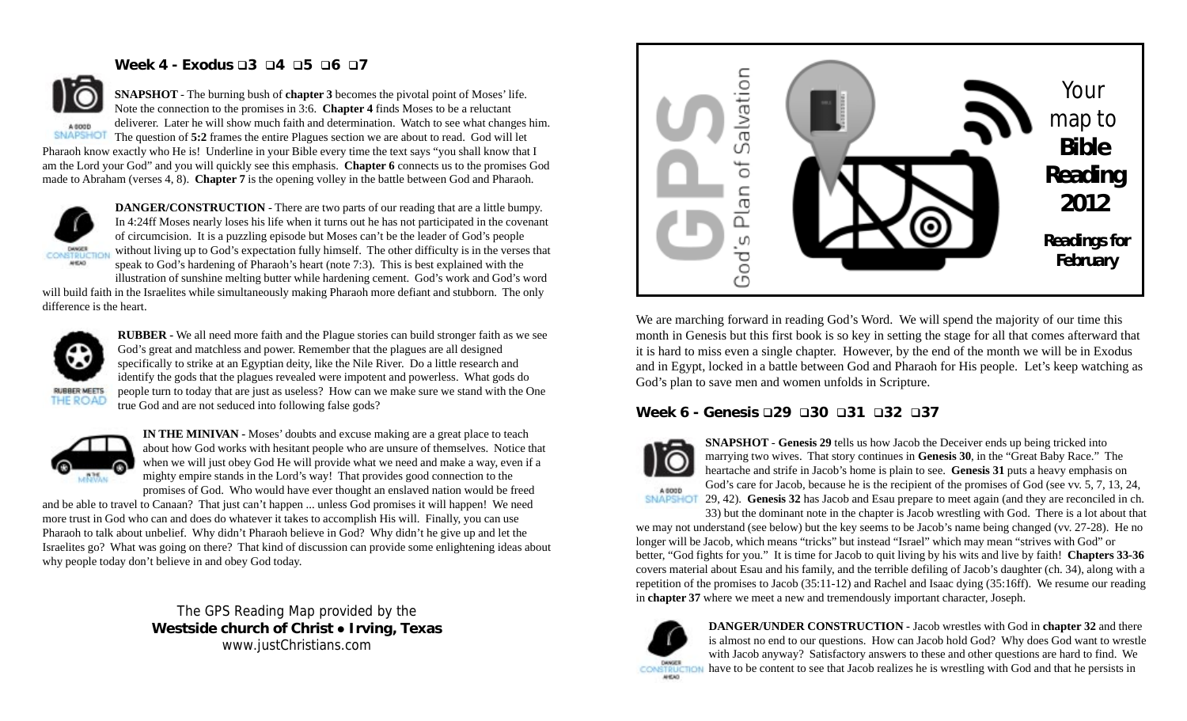### Week 4 - Exodus ❑3 ❑4 ❑5 ❑6 ❑7

**SNAPSHOT** - The burning bush of **chapter 3** becomes the pivotal point of Moses' life. Note the connection to the promises in 3:6. **Chapter 4** finds Moses to be a reluctant deliverer. Later he will show much faith and determination. Watch to see what changes him. The question of **5:2** frames the entire Plagues section we are about to read. God will let Pharaoh know exactly who He is! Underline in your Bible every time the text says "you shall know that I am the Lord your God" and you will quickly see this emphasis. **Chapter 6** connects us to the promises God made to Abraham (verses 4, 8). **Chapter 7** is the opening volley in the battle between God and Pharaoh.

**DANGER/CONSTRUCTION** - There are two parts of our reading that are a little bumpy. In 4:24ff Moses nearly loses his life when it turns out he has not participated in the covenant of circumcision. It is a puzzling episode but Moses can't be the leader of God's people without living up to God's expectation fully himself. The other difficulty is in the verses that speak to God's hardening of Pharaoh's heart (note 7:3). This is best explained with the illustration of sunshine melting butter while hardening cement. God's work and God's word will build faith in the Israelites while simultaneously making Pharaoh more defiant and stubborn. The only difference is the heart.

**RUBBER -** We all need more faith and the Plague stories can build stronger faith as we see God's great and matchless and power. Remember that the plagues are all designed specifically to strike at an Egyptian deity, like the Nile River. Do a little research and identify the gods that the plagues revealed were impotent and powerless. What gods do people turn to today that are just as useless? How can we make sure we stand with the One true God and are not seduced into following false gods?

**IN THE MINIVAN -** Moses' doubts and excuse making are a great place to teach about how God works with hesitant people who are unsure of themselves. Notice that when we will just obey God He will provide what we need and make a way, even if a mighty empire stands in the Lord's way! That provides good connection to the promises of God. Who would have ever thought an enslaved nation would be freed and be able to travel to Canaan? That just can't happen ... unless God promises it will happen! We need more trust in God who can and does do whatever it takes to accomplish His will. Finally, you can use Pharaoh to talk about unbelief. Why didn't Pharaoh believe in God? Why didn't he give up and let the Israelites go? What was going on there? That kind of discussion can provide some enlightening ideas about why people today don't believe in and obey God today.

The GPS Reading Map provided by the
**Westside church of Christ • Irving, Texas**
www.justChristians.com

GPS God's Plan of Salvation

Your map to **Bible Reading 2012**

**Readings for February**

We are marching forward in reading God's Word. We will spend the majority of our time this month in Genesis but this first book is so key in setting the stage for all that comes afterward that it is hard to miss even a single chapter. However, by the end of the month we will be in Exodus and in Egypt, locked in a battle between God and Pharaoh for His people. Let's keep watching as God's plan to save men and women unfolds in Scripture.

### Week 6 - Genesis ❑29 ❑30 ❑31 ❑32 ❑37

**SNAPSHOT** - **Genesis 29** tells us how Jacob the Deceiver ends up being tricked into marrying two wives. That story continues in **Genesis 30**, in the "Great Baby Race." The heartache and strife in Jacob's home is plain to see. **Genesis 31** puts a heavy emphasis on God's care for Jacob, because he is the recipient of the promises of God (see vv. 5, 7, 13, 24, 29, 42). **Genesis 32** has Jacob and Esau prepare to meet again (and they are reconciled in ch. 33) but the dominant note in the chapter is Jacob wrestling with God. There is a lot about that we may not understand (see below) but the key seems to be Jacob's name being changed (vv. 27-28). He no longer will be Jacob, which means "tricks" but instead "Israel" which may mean "strives with God" or better, "God fights for you." It is time for Jacob to quit living by his wits and live by faith! **Chapters 33-36** covers material about Esau and his family, and the terrible defiling of Jacob's daughter (ch. 34), along with a repetition of the promises to Jacob (35:11-12) and Rachel and Isaac dying (35:16ff). We resume our reading in **chapter 37** where we meet a new and tremendously important character, Joseph.

**DANGER/UNDER CONSTRUCTION -** Jacob wrestles with God in **chapter 32** and there is almost no end to our questions. How can Jacob hold God? Why does God want to wrestle with Jacob anyway? Satisfactory answers to these and other questions are hard to find. We have to be content to see that Jacob realizes he is wrestling with God and that he persists in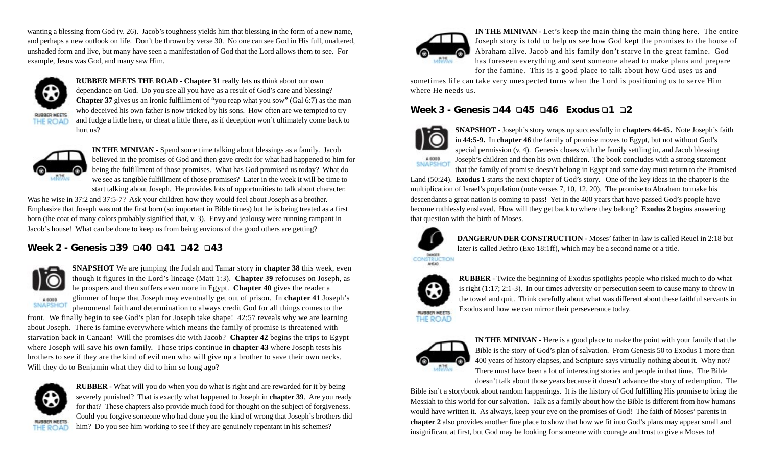wanting a blessing from God (v. 26). Jacob's toughness yields him that blessing in the form of a new name, and perhaps a new outlook on life. Don't be thrown by verse 30. No one can see God in His full, unaltered, unshaded form and live, but many have seen a manifestation of God that the Lord allows them to see. For example, Jesus was God, and many saw Him.

**RUBBER MEETS THE ROAD - Chapter 31** really lets us think about our own dependance on God. Do you see all you have as a result of God's care and blessing? **Chapter 37** gives us an ironic fulfillment of "you reap what you sow" (Gal 6:7) as the man who deceived his own father is now tricked by his sons. How often are we tempted to try and fudge a little here, or cheat a little there, as if deception won't ultimately come back to hurt us?

**IN THE MINIVAN** - Spend some time talking about blessings as a family. Jacob believed in the promises of God and then gave credit for what had happened to him for being the fulfillment of those promises. What has God promised us today? What do we see as tangible fulfillment of those promises? Later in the week it will be time to start talking about Joseph. He provides lots of opportunities to talk about character. Was he wise in 37:2 and 37:5-7? Ask your children how they would feel about Joseph as a brother. Emphasize that Joseph was not the first born (so important in Bible times) but he is being treated as a first born (the coat of many colors probably signified that, v. 3). Envy and jealousy were running rampant in Jacob's house! What can be done to keep us from being envious of the good others are getting?

## Week 2 - Genesis ❑39 ❑40 ❑41 ❑42 ❑43

**SNAPSHOT** We are jumping the Judah and Tamar story in **chapter 38** this week, even though it figures in the Lord's lineage (Matt 1:3). **Chapter 39** refocuses on Joseph, as he prospers and then suffers even more in Egypt. **Chapter 40** gives the reader a glimmer of hope that Joseph may eventually get out of prison. In **chapter 41** Joseph's phenomenal faith and determination to always credit God for all things comes to the front. We finally begin to see God's plan for Joseph take shape! 42:57 reveals why we are learning about Joseph. There is famine everywhere which means the family of promise is threatened with starvation back in Canaan! Will the promises die with Jacob? **Chapter 42** begins the trips to Egypt where Joseph will save his own family. Those trips continue in **chapter 43** where Joseph tests his brothers to see if they are the kind of evil men who will give up a brother to save their own necks. Will they do to Benjamin what they did to him so long ago?

**RUBBER** - What will you do when you do what is right and are rewarded for it by being severely punished? That is exactly what happened to Joseph in **chapter 39**. Are you ready for that? These chapters also provide much food for thought on the subject of forgiveness. Could you forgive someone who had done you the kind of wrong that Joseph's brothers did him? Do you see him working to see if they are genuinely repentant in his schemes?

**IN THE MINIVAN** - Let's keep the main thing the main thing here. The entire Joseph story is told to help us see how God kept the promises to the house of Abraham alive. Jacob and his family don't starve in the great famine. God has foreseen everything and sent someone ahead to make plans and prepare for the famine. This is a good place to talk about how God uses us and sometimes life can take very unexpected turns when the Lord is positioning us to serve Him where He needs us.

## Week 3 - Genesis ❑44 ❑45 ❑46 Exodus ❑1 ❑2

**SNAPSHOT** - Joseph's story wraps up successfully in **chapters 44-45.** Note Joseph's faith in **44:5-9.** In **chapter 46** the family of promise moves to Egypt, but not without God's special permission (v. 4). Genesis closes with the family settling in, and Jacob blessing Joseph's children and then his own children. The book concludes with a strong statement that the family of promise doesn't belong in Egypt and some day must return to the Promised Land (50:24). **Exodus 1** starts the next chapter of God's story. One of the key ideas in the chapter is the multiplication of Israel's population (note verses 7, 10, 12, 20). The promise to Abraham to make his descendants a great nation is coming to pass! Yet in the 400 years that have passed God's people have become ruthlessly enslaved. How will they get back to where they belong? **Exodus 2** begins answering that question with the birth of Moses.

**DANGER/UNDER CONSTRUCTION** - Moses' father-in-law is called Reuel in 2:18 but later is called Jethro (Exo 18:1ff), which may be a second name or a title.

**RUBBER** - Twice the beginning of Exodus spotlights people who risked much to do what is right (1:17; 2:1-3). In our times adversity or persecution seem to cause many to throw in the towel and quit. Think carefully about what was different about these faithful servants in Exodus and how we can mirror their perseverance today.

**IN THE MINIVAN** - Here is a good place to make the point with your family that the Bible is the story of God's plan of salvation. From Genesis 50 to Exodus 1 more than 400 years of history elapses, and Scripture says virtually nothing about it. Why not? There must have been a lot of interesting stories and people in that time. The Bible doesn't talk about those years because it doesn't advance the story of redemption. The Bible isn't a storybook about random happenings. It is the history of God fulfilling His promise to bring the Messiah to this world for our salvation. Talk as a family about how the Bible is different from how humans would have written it. As always, keep your eye on the promises of God! The faith of Moses' parents in **chapter 2** also provides another fine place to show that how we fit into God's plans may appear small and insignificant at first, but God may be looking for someone with courage and trust to give a Moses to!